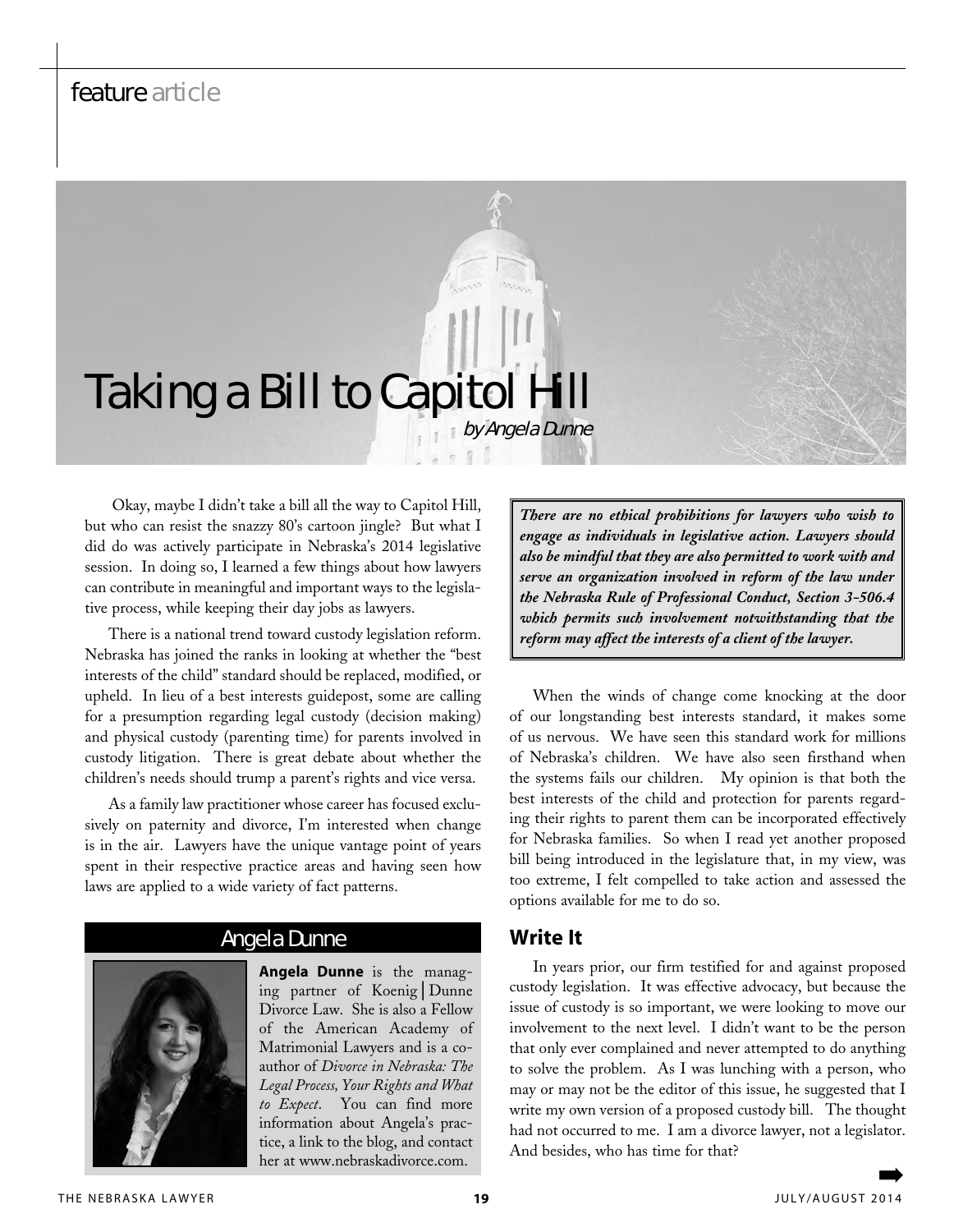feature article

# Taking a Bill to Capitol Hill

*by Angela Dunne*

Okay, maybe I didn't take a bill all the way to Capitol Hill, but who can resist the snazzy 80's cartoon jingle? But what I did do was actively participate in Nebraska's 2014 legislative session. In doing so, I learned a few things about how lawyers can contribute in meaningful and important ways to the legislative process, while keeping their day jobs as lawyers.

There is a national trend toward custody legislation reform. Nebraska has joined the ranks in looking at whether the "best interests of the child" standard should be replaced, modified, or upheld. In lieu of a best interests guidepost, some are calling for a presumption regarding legal custody (decision making) and physical custody (parenting time) for parents involved in custody litigation. There is great debate about whether the children's needs should trump a parent's rights and vice versa.

As a family law practitioner whose career has focused exclusively on paternity and divorce, I'm interested when change is in the air. Lawyers have the unique vantage point of years spent in their respective practice areas and having seen how laws are applied to a wide variety of fact patterns.

> ***There are no ethical prohibitions for lawyers who wish to engage as individuals in legislative action. Lawyers should also be mindful that they are also permitted to work with and serve an organization involved in reform of the law under the Nebraska Rule of Professional Conduct, Section 3-506.4 which permits such involvement notwithstanding that the reform may affect the interests of a client of the lawyer.***

When the winds of change come knocking at the door of our longstanding best interests standard, it makes some of us nervous. We have seen this standard work for millions of Nebraska's children. We have also seen firsthand when the systems fails our children. My opinion is that both the best interests of the child and protection for parents regarding their rights to parent them can be incorporated effectively for Nebraska families. So when I read yet another proposed bill being introduced in the legislature that, in my view, was too extreme, I felt compelled to take action and assessed the options available for me to do so.

## Write It

In years prior, our firm testified for and against proposed custody legislation. It was effective advocacy, but because the issue of custody is so important, we were looking to move our involvement to the next level. I didn't want to be the person that only ever complained and never attempted to do anything to solve the problem. As I was lunching with a person, who may or may not be the editor of this issue, he suggested that I write my own version of a proposed custody bill. The thought had not occurred to me. I am a divorce lawyer, not a legislator. And besides, who has time for that?

### Angela Dunne

**Angela Dunne** is the managing partner of Koenig | Dunne Divorce Law. She is also a Fellow of the American Academy of Matrimonial Lawyers and is a co-author of *Divorce in Nebraska: The Legal Process, Your Rights and What to Expect*. You can find more information about Angela's practice, a link to the blog, and contact her at www.nebraskadivorce.com.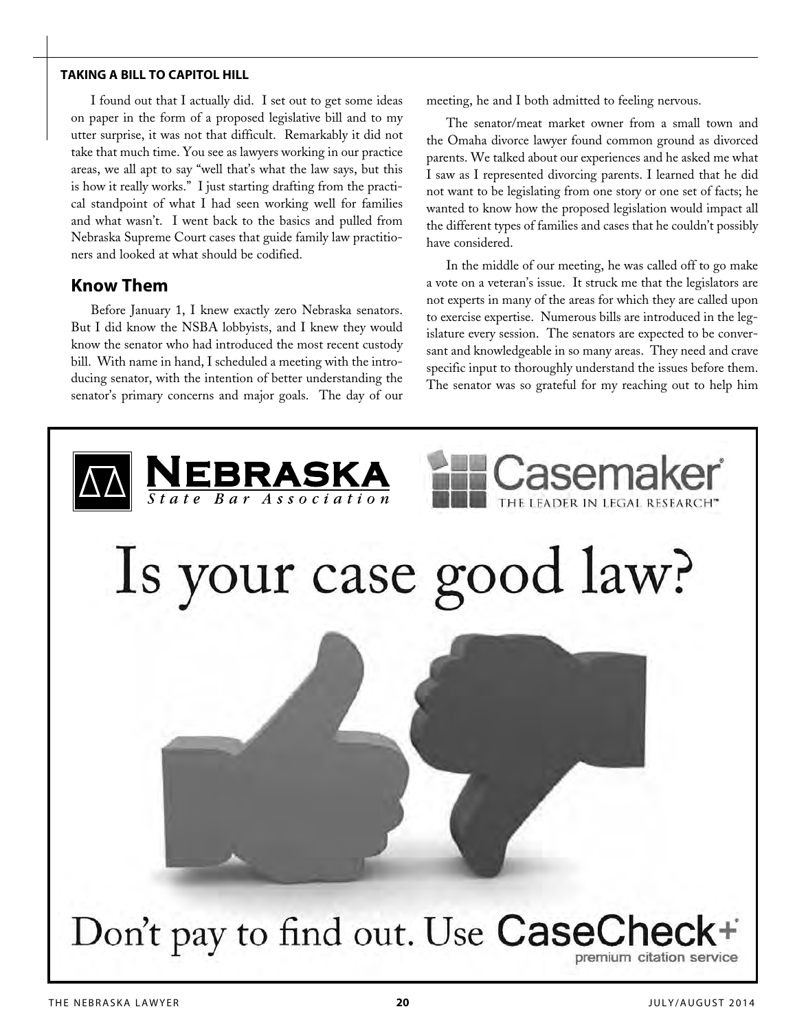I found out that I actually did. I set out to get some ideas on paper in the form of a proposed legislative bill and to my utter surprise, it was not that difficult. Remarkably it did not take that much time. You see as lawyers working in our practice areas, we all apt to say "well that's what the law says, but this is how it really works." I just starting drafting from the practical standpoint of what I had seen working well for families and what wasn't. I went back to the basics and pulled from Nebraska Supreme Court cases that guide family law practitioners and looked at what should be codified.

## Know Them

Before January 1, I knew exactly zero Nebraska senators. But I did know the NSBA lobbyists, and I knew they would know the senator who had introduced the most recent custody bill. With name in hand, I scheduled a meeting with the introducing senator, with the intention of better understanding the senator's primary concerns and major goals. The day of our meeting, he and I both admitted to feeling nervous.

The senator/meat market owner from a small town and the Omaha divorce lawyer found common ground as divorced parents. We talked about our experiences and he asked me what I saw as I represented divorcing parents. I learned that he did not want to be legislating from one story or one set of facts; he wanted to know how the proposed legislation would impact all the different types of families and cases that he couldn't possibly have considered.

In the middle of our meeting, he was called off to go make a vote on a veteran's issue. It struck me that the legislators are not experts in many of the areas for which they are called upon to exercise expertise. Numerous bills are introduced in the legislature every session. The senators are expected to be conversant and knowledgeable in so many areas. They need and crave specific input to thoroughly understand the issues before them. The senator was so grateful for my reaching out to help him

Nebraska State Bar Association

Casemaker THE LEADER IN LEGAL RESEARCH™

Is your case good law?

Don't pay to find out. Use CaseCheck+ premium citation service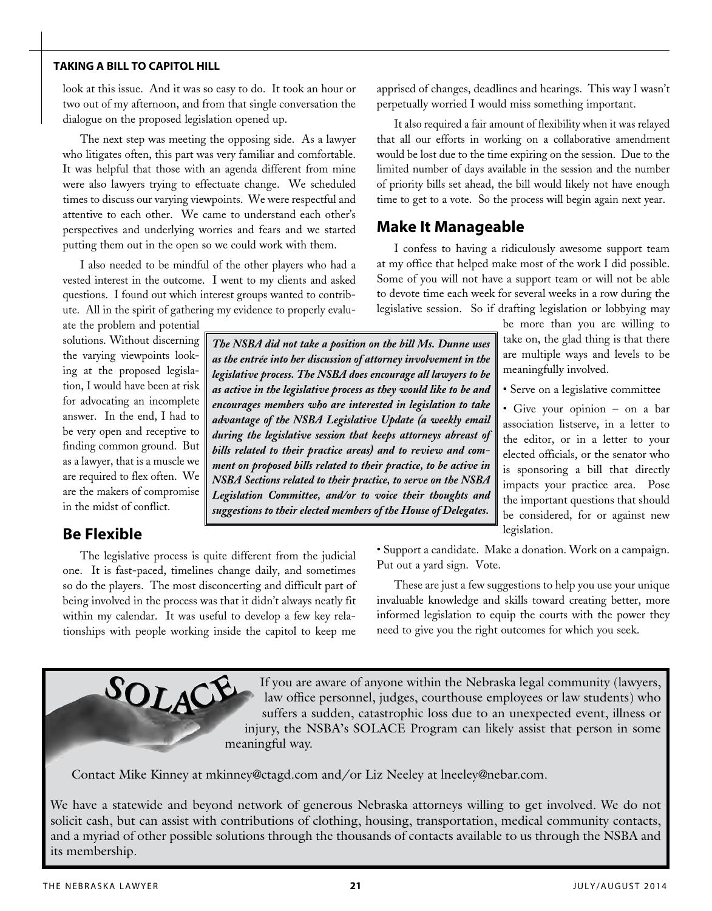look at this issue. And it was so easy to do. It took an hour or two out of my afternoon, and from that single conversation the dialogue on the proposed legislation opened up.

The next step was meeting the opposing side. As a lawyer who litigates often, this part was very familiar and comfortable. It was helpful that those with an agenda different from mine were also lawyers trying to effectuate change. We scheduled times to discuss our varying viewpoints. We were respectful and attentive to each other. We came to understand each other's perspectives and underlying worries and fears and we started putting them out in the open so we could work with them.

I also needed to be mindful of the other players who had a vested interest in the outcome. I went to my clients and asked questions. I found out which interest groups wanted to contribute. All in the spirit of gathering my evidence to properly evaluate the problem and potential solutions. Without discerning the varying viewpoints looking at the proposed legislation, I would have been at risk for advocating an incomplete answer. In the end, I had to be very open and receptive to finding common ground. But as a lawyer, that is a muscle we are required to flex often. We are the makers of compromise in the midst of conflict.

***The NSBA did not take a position on the bill Ms. Dunne uses as the entrée into her discussion of attorney involvement in the legislative process. The NSBA does encourage all lawyers to be as active in the legislative process as they would like to be and encourages members who are interested in legislation to take advantage of the NSBA Legislative Update (a weekly email during the legislative session that keeps attorneys abreast of bills related to their practice areas) and to review and comment on proposed bills related to their practice, to be active in NSBA Sections related to their practice, to serve on the NSBA Legislation Committee, and/or to voice their thoughts and suggestions to their elected members of the House of Delegates.***

## Be Flexible

The legislative process is quite different from the judicial one. It is fast-paced, timelines change daily, and sometimes so do the players. The most disconcerting and difficult part of being involved in the process was that it didn't always neatly fit within my calendar. It was useful to develop a few key relationships with people working inside the capitol to keep me apprised of changes, deadlines and hearings. This way I wasn't perpetually worried I would miss something important.

It also required a fair amount of flexibility when it was relayed that all our efforts in working on a collaborative amendment would be lost due to the time expiring on the session. Due to the limited number of days available in the session and the number of priority bills set ahead, the bill would likely not have enough time to get to a vote. So the process will begin again next year.

## Make It Manageable

I confess to having a ridiculously awesome support team at my office that helped make most of the work I did possible. Some of you will not have a support team or will not be able to devote time each week for several weeks in a row during the legislative session. So if drafting legislation or lobbying may be more than you are willing to take on, the glad thing is that there are multiple ways and levels to be meaningfully involved.

- Serve on a legislative committee
- Give your opinion – on a bar association listserve, in a letter to the editor, or in a letter to your elected officials, or the senator who is sponsoring a bill that directly impacts your practice area. Pose the important questions that should be considered, for or against new legislation.
- Support a candidate. Make a donation. Work on a campaign. Put out a yard sign. Vote.

These are just a few suggestions to help you use your unique invaluable knowledge and skills toward creating better, more informed legislation to equip the courts with the power they need to give you the right outcomes for which you seek.

---

**SOLACE**

If you are aware of anyone within the Nebraska legal community (lawyers, law office personnel, judges, courthouse employees or law students) who suffers a sudden, catastrophic loss due to an unexpected event, illness or injury, the NSBA's SOLACE Program can likely assist that person in some meaningful way.

Contact Mike Kinney at mkinney@ctagd.com and/or Liz Neeley at lneeley@nebar.com.

We have a statewide and beyond network of generous Nebraska attorneys willing to get involved. We do not solicit cash, but can assist with contributions of clothing, housing, transportation, medical community contacts, and a myriad of other possible solutions through the thousands of contacts available to us through the NSBA and its membership.